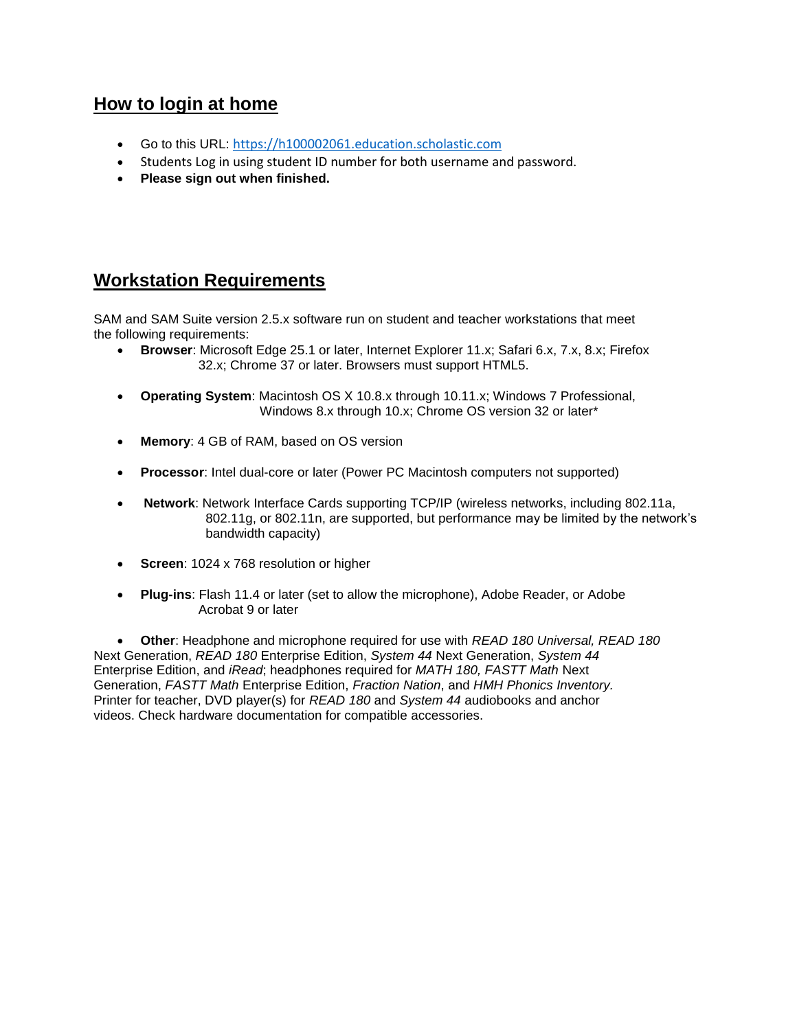## How to login at home

- Go to this URL: https://h100002061.education.scholastic.com
- Students Log in using student ID number for both username and password.
- **Please sign out when finished.**

## Workstation Requirements

SAM and SAM Suite version 2.5.x software run on student and teacher workstations that meet the following requirements:

- **Browser**: Microsoft Edge 25.1 or later, Internet Explorer 11.x; Safari 6.x, 7.x, 8.x; Firefox 32.x; Chrome 37 or later. Browsers must support HTML5.
- **Operating System**: Macintosh OS X 10.8.x through 10.11.x; Windows 7 Professional, Windows 8.x through 10.x; Chrome OS version 32 or later*
- **Memory**: 4 GB of RAM, based on OS version
- **Processor**: Intel dual-core or later (Power PC Macintosh computers not supported)
- **Network**: Network Interface Cards supporting TCP/IP (wireless networks, including 802.11a, 802.11g, or 802.11n, are supported, but performance may be limited by the network's bandwidth capacity)
- **Screen**: 1024 x 768 resolution or higher
- **Plug-ins**: Flash 11.4 or later (set to allow the microphone), Adobe Reader, or Adobe Acrobat 9 or later
- **Other**: Headphone and microphone required for use with *READ 180 Universal, READ 180* Next Generation, *READ 180* Enterprise Edition, *System 44* Next Generation, *System 44* Enterprise Edition, and *iRead*; headphones required for *MATH 180, FASTT Math* Next Generation, *FASTT Math* Enterprise Edition, *Fraction Nation*, and *HMH Phonics Inventory.* Printer for teacher, DVD player(s) for *READ 180* and *System 44* audiobooks and anchor videos. Check hardware documentation for compatible accessories.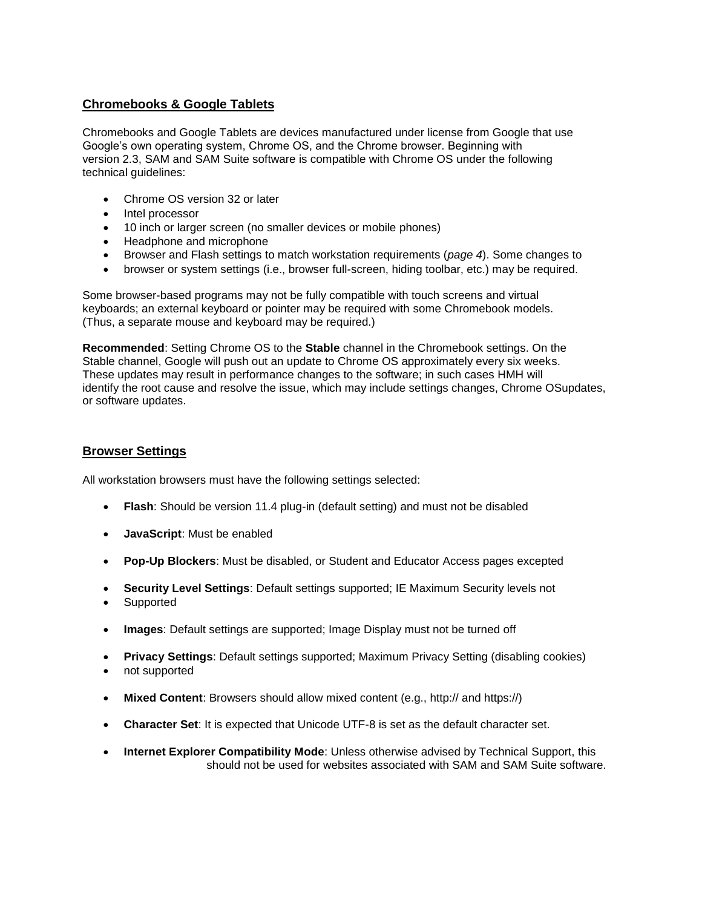## Chromebooks & Google Tablets

Chromebooks and Google Tablets are devices manufactured under license from Google that use Google's own operating system, Chrome OS, and the Chrome browser. Beginning with version 2.3, SAM and SAM Suite software is compatible with Chrome OS under the following technical guidelines:

- Chrome OS version 32 or later
- Intel processor
- 10 inch or larger screen (no smaller devices or mobile phones)
- Headphone and microphone
- Browser and Flash settings to match workstation requirements (*page 4*). Some changes to
- browser or system settings (i.e., browser full-screen, hiding toolbar, etc.) may be required.

Some browser-based programs may not be fully compatible with touch screens and virtual keyboards; an external keyboard or pointer may be required with some Chromebook models. (Thus, a separate mouse and keyboard may be required.)

**Recommended**: Setting Chrome OS to the **Stable** channel in the Chromebook settings. On the Stable channel, Google will push out an update to Chrome OS approximately every six weeks. These updates may result in performance changes to the software; in such cases HMH will identify the root cause and resolve the issue, which may include settings changes, Chrome OSupdates, or software updates.

## Browser Settings

All workstation browsers must have the following settings selected:

- **Flash**: Should be version 11.4 plug-in (default setting) and must not be disabled
- **JavaScript**: Must be enabled
- **Pop-Up Blockers**: Must be disabled, or Student and Educator Access pages excepted
- **Security Level Settings**: Default settings supported; IE Maximum Security levels not
- Supported
- **Images**: Default settings are supported; Image Display must not be turned off
- **Privacy Settings**: Default settings supported; Maximum Privacy Setting (disabling cookies)
- not supported
- **Mixed Content**: Browsers should allow mixed content (e.g., http:// and https://)
- **Character Set**: It is expected that Unicode UTF-8 is set as the default character set.
- **Internet Explorer Compatibility Mode**: Unless otherwise advised by Technical Support, this should not be used for websites associated with SAM and SAM Suite software.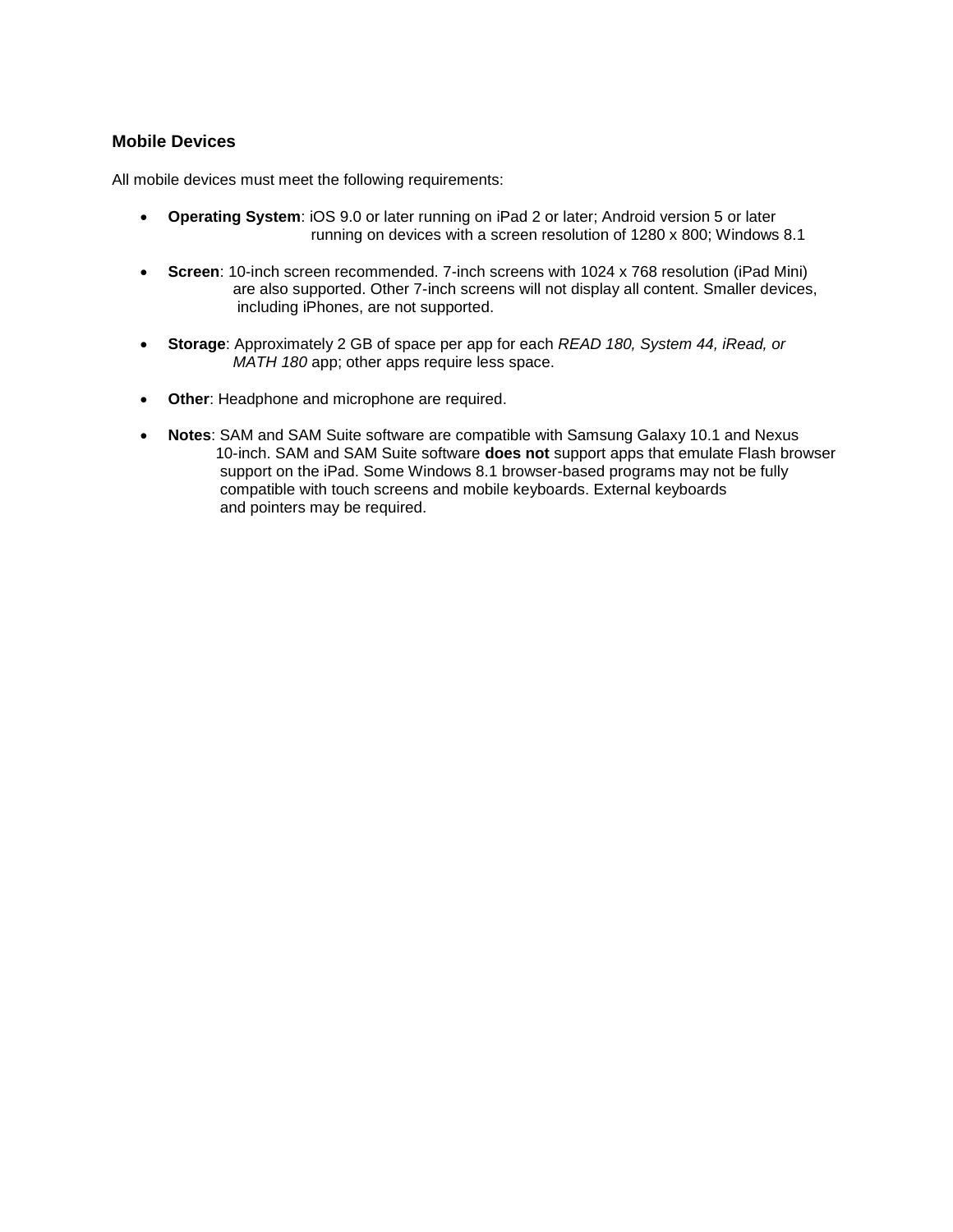## Mobile Devices

All mobile devices must meet the following requirements:

- **Operating System**: iOS 9.0 or later running on iPad 2 or later; Android version 5 or later running on devices with a screen resolution of 1280 x 800; Windows 8.1
- **Screen**: 10-inch screen recommended. 7-inch screens with 1024 x 768 resolution (iPad Mini) are also supported. Other 7-inch screens will not display all content. Smaller devices, including iPhones, are not supported.
- **Storage**: Approximately 2 GB of space per app for each *READ 180, System 44, iRead, or MATH 180* app; other apps require less space.
- **Other**: Headphone and microphone are required.
- **Notes**: SAM and SAM Suite software are compatible with Samsung Galaxy 10.1 and Nexus 10-inch. SAM and SAM Suite software **does not** support apps that emulate Flash browser support on the iPad. Some Windows 8.1 browser-based programs may not be fully compatible with touch screens and mobile keyboards. External keyboards and pointers may be required.